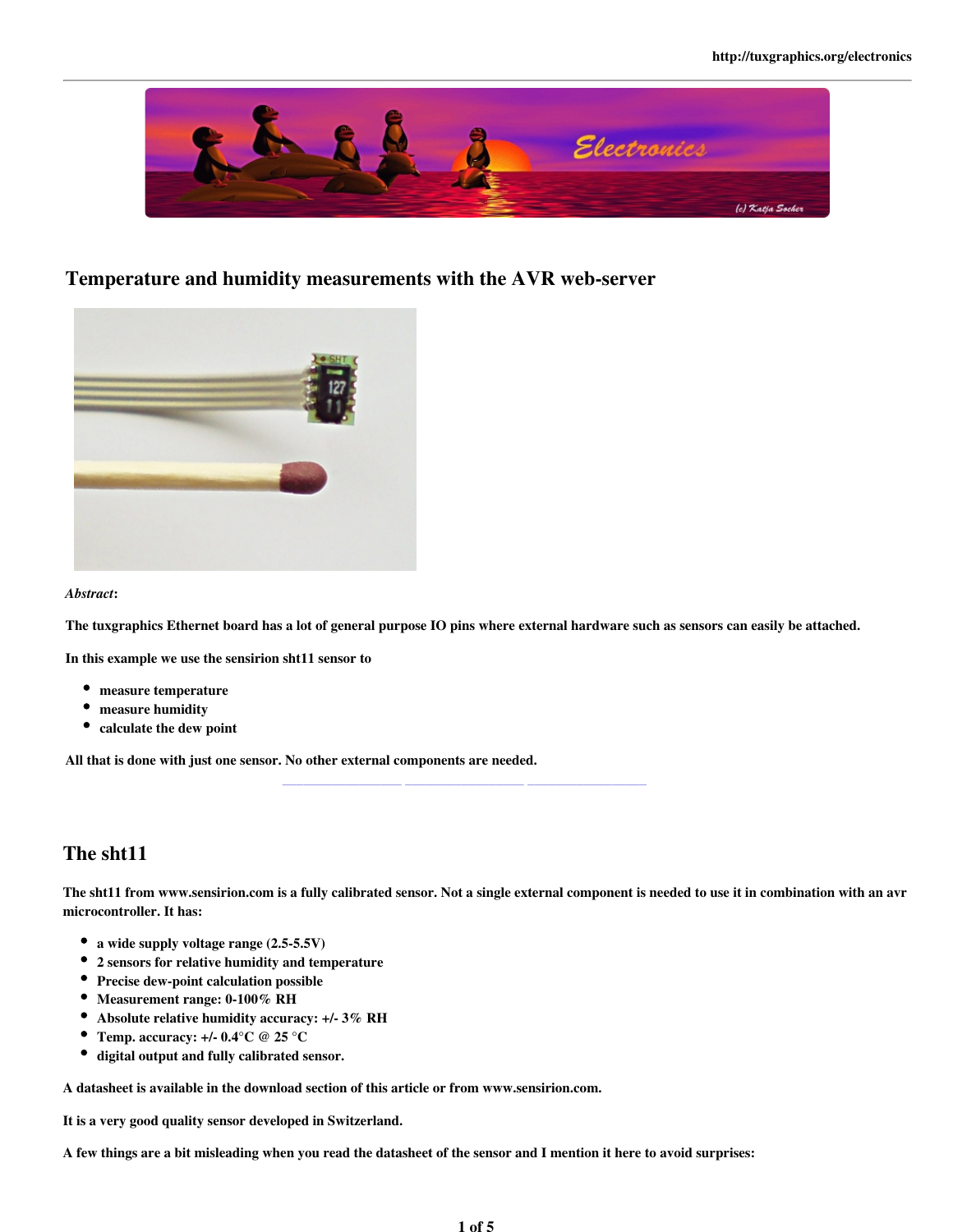# Temperature and humidity measurements with the AVR web-server

*Abstract*:

**The tuxgraphics Ethernet board has a lot of general purpose IO pins where external hardware such as sensors can easily be attached.**

**In this example we use the sensirion sht11 sensor to**

- **measure temperature**
- **measure humidity**
- **calculate the dew point**

**All that is done with just one sensor. No other external components are needed.**

## The sht11

**The sht11 from www.sensirion.com is a fully calibrated sensor. Not a single external component is needed to use it in combination with an avr microcontroller. It has:**

- **a wide supply voltage range (2.5-5.5V)**
- **2 sensors for relative humidity and temperature**
- **Precise dew-point calculation possible**
- **Measurement range: 0-100% RH**
- **Absolute relative humidity accuracy: +/- 3% RH**
- **Temp. accuracy: +/- 0.4°C @ 25 °C**
- **digital output and fully calibrated sensor.**

**A datasheet is available in the download section of this article or from www.sensirion.com.**

**It is a very good quality sensor developed in Switzerland.**

**A few things are a bit misleading when you read the datasheet of the sensor and I mention it here to avoid surprises:**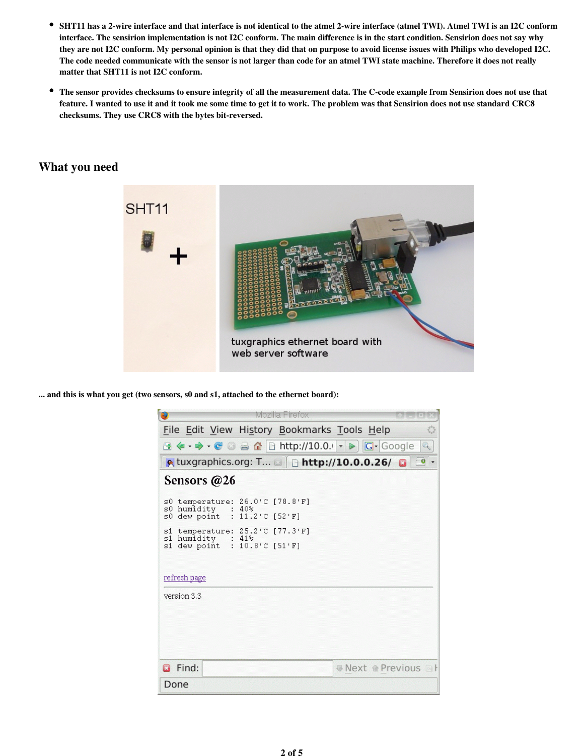- SHT11 has a 2-wire interface and that interface is not identical to the atmel 2-wire interface (atmel TWI). Atmel TWI is an I2C conform interface. The sensirion implementation is not I2C conform. The main difference is in the start condition. Sensirion does not say why they are not I2C conform. My personal opinion is that they did that on purpose to avoid license issues with Philips who developed I2C. The code needed communicate with the sensor is not larger than code for an atmel TWI state machine. Therefore it does not really matter that SHT11 is not I2C conform.
- The sensor provides checksums to ensure integrity of all the measurement data. The C-code example from Sensirion does not use that feature. I wanted to use it and it took me some time to get it to work. The problem was that Sensirion does not use standard CRC8 checksums. They use CRC8 with the bytes bit-reversed.

## What you need

... and this is what you get (two sensors, s0 and s1, attached to the ethernet board):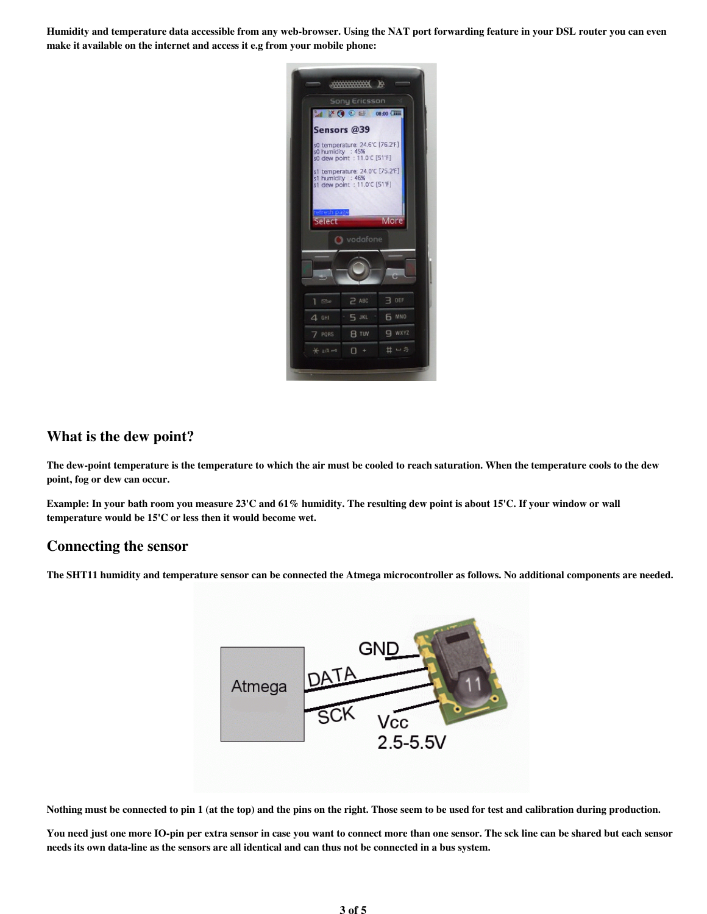Humidity and temperature data accessible from any web-browser. Using the NAT port forwarding feature in your DSL router you can even make it available on the internet and access it e.g from your mobile phone:

## What is the dew point?

The dew-point temperature is the temperature to which the air must be cooled to reach saturation. When the temperature cools to the dew point, fog or dew can occur.

Example: In your bath room you measure 23'C and 61% humidity. The resulting dew point is about 15'C. If your window or wall temperature would be 15'C or less then it would become wet.

## Connecting the sensor

The SHT11 humidity and temperature sensor can be connected the Atmega microcontroller as follows. No additional components are needed.

Nothing must be connected to pin 1 (at the top) and the pins on the right. Those seem to be used for test and calibration during production.

You need just one more IO-pin per extra sensor in case you want to connect more than one sensor. The sck line can be shared but each sensor needs its own data-line as the sensors are all identical and can thus not be connected in a bus system.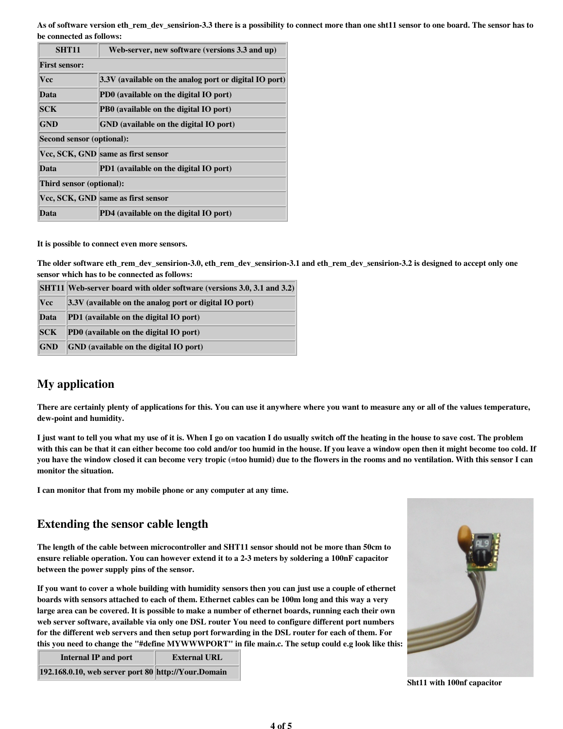As of software version eth_rem_dev_sensirion-3.3 there is a possibility to connect more than one sht11 sensor to one board. The sensor has to be connected as follows:

| SHT11 | Web-server, new software (versions 3.3 and up) |
|---|---|
| First sensor: | |
| Vcc | 3.3V (available on the analog port or digital IO port) |
| Data | PD0 (available on the digital IO port) |
| SCK | PB0 (available on the digital IO port) |
| GND | GND (available on the digital IO port) |
| Second sensor (optional): | |
| Vcc, SCK, GND | same as first sensor |
| Data | PD1 (available on the digital IO port) |
| Third sensor (optional): | |
| Vcc, SCK, GND | same as first sensor |
| Data | PD4 (available on the digital IO port) |

It is possible to connect even more sensors.

The older software eth_rem_dev_sensirion-3.0, eth_rem_dev_sensirion-3.1 and eth_rem_dev_sensirion-3.2 is designed to accept only one sensor which has to be connected as follows:

| SHT11 | Web-server board with older software (versions 3.0, 3.1 and 3.2) |
|---|---|
| Vcc | 3.3V (available on the analog port or digital IO port) |
| Data | PD1 (available on the digital IO port) |
| SCK | PD0 (available on the digital IO port) |
| GND | GND (available on the digital IO port) |

## My application

There are certainly plenty of applications for this. You can use it anywhere where you want to measure any or all of the values temperature, dew-point and humidity.

I just want to tell you what my use of it is. When I go on vacation I do usually switch off the heating in the house to save cost. The problem with this can be that it can either become too cold and/or too humid in the house. If you leave a window open then it might become too cold. If you have the window closed it can become very tropic (=too humid) due to the flowers in the rooms and no ventilation. With this sensor I can monitor the situation.

I can monitor that from my mobile phone or any computer at any time.

## Extending the sensor cable length

The length of the cable between microcontroller and SHT11 sensor should not be more than 50cm to ensure reliable operation. You can however extend it to a 2-3 meters by soldering a 100nF capacitor between the power supply pins of the sensor.

If you want to cover a whole building with humidity sensors then you can just use a couple of ethernet boards with sensors attached to each of them. Ethernet cables can be 100m long and this way a very large area can be covered. It is possible to make a number of ethernet boards, running each their own web server software, available via only one DSL router You need to configure different port numbers for the different web servers and then setup port forwarding in the DSL router for each of them. For this you need to change the "#define MYWWWPORT" in file main.c. The setup could e.g look like this:

| Internal IP and port | External URL |
|---|---|
| 192.168.0.10, web server port 80 | http://Your.Domain |

Sht11 with 100nf capacitor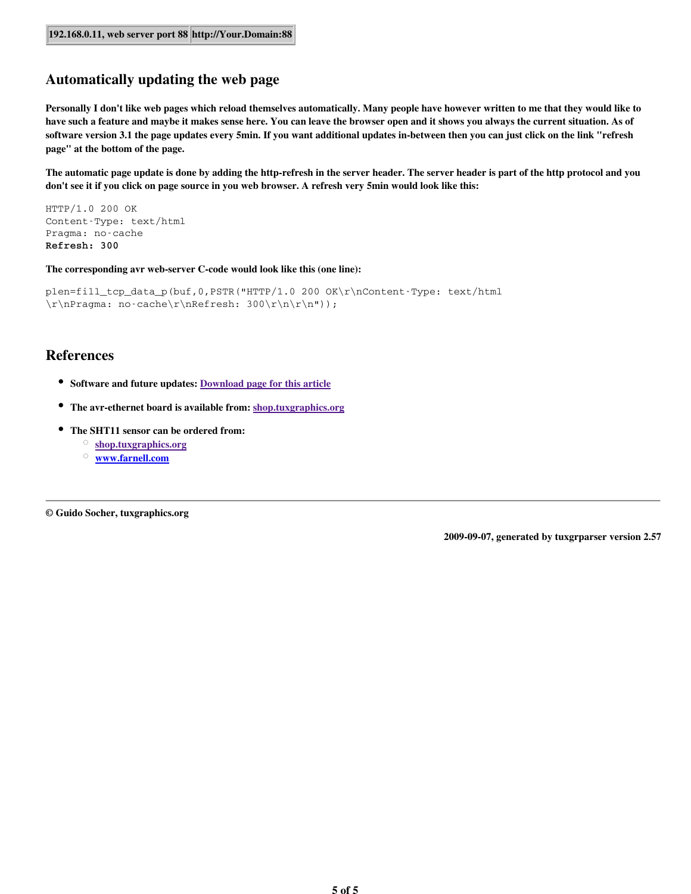| 192.168.0.11, web server port 88 | http://Your.Domain:88 |
| --- | --- |

## Automatically updating the web page

**Personally I don't like web pages which reload themselves automatically. Many people have however written to me that they would like to have such a feature and maybe it makes sense here. You can leave the browser open and it shows you always the current situation. As of software version 3.1 the page updates every 5min. If you want additional updates in-between then you can just click on the link "refresh page" at the bottom of the page.**

**The automatic page update is done by adding the http-refresh in the server header. The server header is part of the http protocol and you don't see it if you click on page source in you web browser. A refresh very 5min would look like this:**

```
HTTP/1.0 200 OK
Content-Type: text/html
Pragma: no-cache
Refresh: 300
```

**The corresponding avr web-server C-code would look like this (one line):**

```
plen=fill_tcp_data_p(buf,0,PSTR("HTTP/1.0 200 OK\r\nContent-Type: text/html
\r\nPragma: no-cache\r\nRefresh: 300\r\n\r\n"));
```

## References

- **Software and future updates: Download page for this article**
- **The avr-ethernet board is available from: shop.tuxgraphics.org**
- **The SHT11 sensor can be ordered from:**
  - **shop.tuxgraphics.org**
  - **www.farnell.com**

---

**© Guido Socher, tuxgraphics.org**

**2009-09-07, generated by tuxgrparser version 2.57**